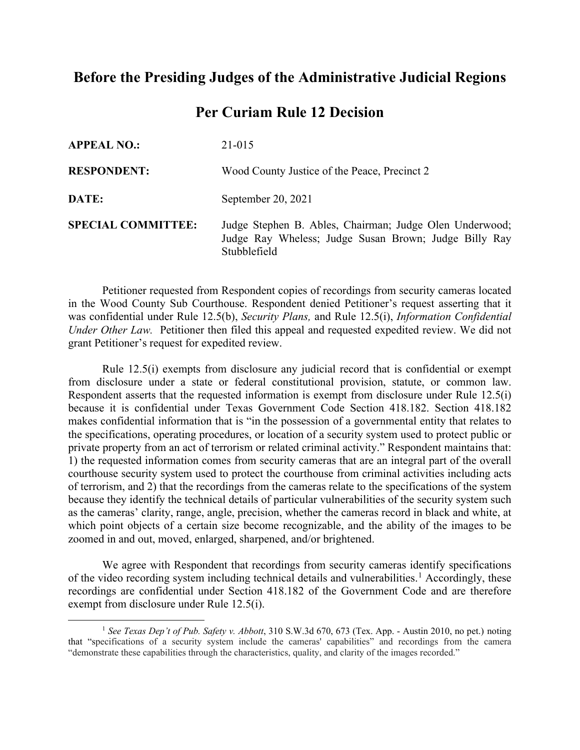# Before the Presiding Judges of the Administrative Judicial Regions

## Per Curiam Rule 12 Decision

| | |
|---|---|
| **APPEAL NO.:** | 21-015 |
| **RESPONDENT:** | Wood County Justice of the Peace, Precinct 2 |
| **DATE:** | September 20, 2021 |
| **SPECIAL COMMITTEE:** | Judge Stephen B. Ables, Chairman; Judge Olen Underwood; Judge Ray Wheless; Judge Susan Brown; Judge Billy Ray Stubblefield |

Petitioner requested from Respondent copies of recordings from security cameras located in the Wood County Sub Courthouse. Respondent denied Petitioner's request asserting that it was confidential under Rule 12.5(b), *Security Plans,* and Rule 12.5(i), *Information Confidential Under Other Law.* Petitioner then filed this appeal and requested expedited review. We did not grant Petitioner's request for expedited review.

Rule 12.5(i) exempts from disclosure any judicial record that is confidential or exempt from disclosure under a state or federal constitutional provision, statute, or common law. Respondent asserts that the requested information is exempt from disclosure under Rule 12.5(i) because it is confidential under Texas Government Code Section 418.182. Section 418.182 makes confidential information that is "in the possession of a governmental entity that relates to the specifications, operating procedures, or location of a security system used to protect public or private property from an act of terrorism or related criminal activity." Respondent maintains that: 1) the requested information comes from security cameras that are an integral part of the overall courthouse security system used to protect the courthouse from criminal activities including acts of terrorism, and 2) that the recordings from the cameras relate to the specifications of the system because they identify the technical details of particular vulnerabilities of the security system such as the cameras' clarity, range, angle, precision, whether the cameras record in black and white, at which point objects of a certain size become recognizable, and the ability of the images to be zoomed in and out, moved, enlarged, sharpened, and/or brightened.

We agree with Respondent that recordings from security cameras identify specifications of the video recording system including technical details and vulnerabilities.[1] Accordingly, these recordings are confidential under Section 418.182 of the Government Code and are therefore exempt from disclosure under Rule 12.5(i).

---

[1] *See Texas Dep't of Pub. Safety v. Abbott*, 310 S.W.3d 670, 673 (Tex. App. - Austin 2010, no pet.) noting that "specifications of a security system include the cameras' capabilities" and recordings from the camera "demonstrate these capabilities through the characteristics, quality, and clarity of the images recorded."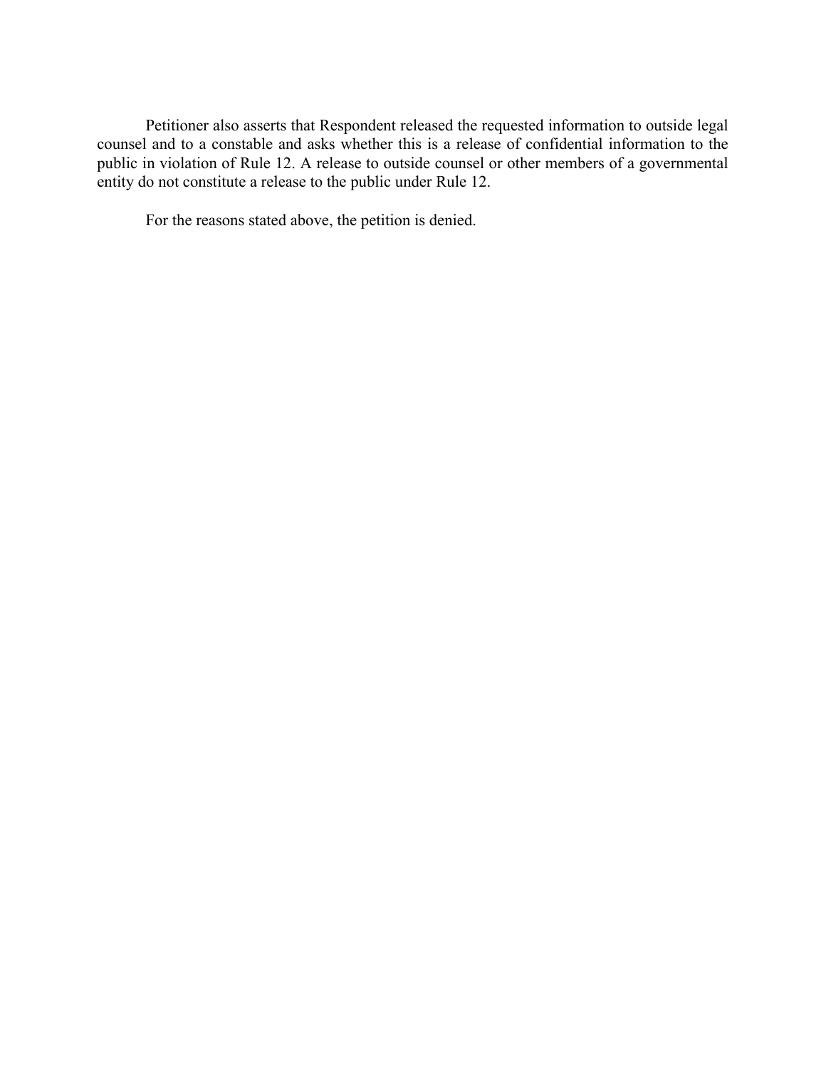Petitioner also asserts that Respondent released the requested information to outside legal counsel and to a constable and asks whether this is a release of confidential information to the public in violation of Rule 12. A release to outside counsel or other members of a governmental entity do not constitute a release to the public under Rule 12.

For the reasons stated above, the petition is denied.